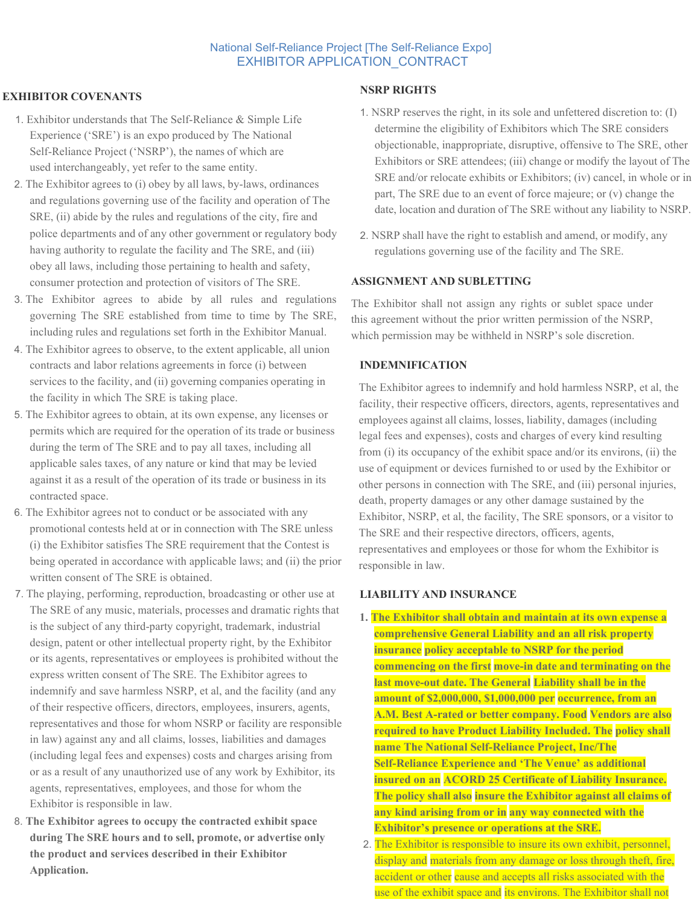National Self-Reliance Project [The Self-Reliance Expo]
EXHIBITOR APPLICATION_CONTRACT

## EXHIBITOR COVENANTS

1. Exhibitor understands that The Self-Reliance & Simple Life Experience ('SRE') is an expo produced by The National Self-Reliance Project ('NSRP'), the names of which are used interchangeably, yet refer to the same entity.
2. The Exhibitor agrees to (i) obey by all laws, by-laws, ordinances and regulations governing use of the facility and operation of The SRE, (ii) abide by the rules and regulations of the city, fire and police departments and of any other government or regulatory body having authority to regulate the facility and The SRE, and (iii) obey all laws, including those pertaining to health and safety, consumer protection and protection of visitors of The SRE.
3. The Exhibitor agrees to abide by all rules and regulations governing The SRE established from time to time by The SRE, including rules and regulations set forth in the Exhibitor Manual.
4. The Exhibitor agrees to observe, to the extent applicable, all union contracts and labor relations agreements in force (i) between services to the facility, and (ii) governing companies operating in the facility in which The SRE is taking place.
5. The Exhibitor agrees to obtain, at its own expense, any licenses or permits which are required for the operation of its trade or business during the term of The SRE and to pay all taxes, including all applicable sales taxes, of any nature or kind that may be levied against it as a result of the operation of its trade or business in its contracted space.
6. The Exhibitor agrees not to conduct or be associated with any promotional contests held at or in connection with The SRE unless (i) the Exhibitor satisfies The SRE requirement that the Contest is being operated in accordance with applicable laws; and (ii) the prior written consent of The SRE is obtained.
7. The playing, performing, reproduction, broadcasting or other use at The SRE of any music, materials, processes and dramatic rights that is the subject of any third-party copyright, trademark, industrial design, patent or other intellectual property right, by the Exhibitor or its agents, representatives or employees is prohibited without the express written consent of The SRE. The Exhibitor agrees to indemnify and save harmless NSRP, et al, and the facility (and any of their respective officers, directors, employees, insurers, agents, representatives and those for whom NSRP or facility are responsible in law) against any and all claims, losses, liabilities and damages (including legal fees and expenses) costs and charges arising from or as a result of any unauthorized use of any work by Exhibitor, its agents, representatives, employees, and those for whom the Exhibitor is responsible in law.
8. **The Exhibitor agrees to occupy the contracted exhibit space during The SRE hours and to sell, promote, or advertise only the product and services described in their Exhibitor Application.**

## NSRP RIGHTS

1. NSRP reserves the right, in its sole and unfettered discretion to: (I) determine the eligibility of Exhibitors which The SRE considers objectionable, inappropriate, disruptive, offensive to The SRE, other Exhibitors or SRE attendees; (iii) change or modify the layout of The SRE and/or relocate exhibits or Exhibitors; (iv) cancel, in whole or in part, The SRE due to an event of force majeure; or (v) change the date, location and duration of The SRE without any liability to NSRP.
2. NSRP shall have the right to establish and amend, or modify, any regulations governing use of the facility and The SRE.

## ASSIGNMENT AND SUBLETTING

The Exhibitor shall not assign any rights or sublet space under this agreement without the prior written permission of the NSRP, which permission may be withheld in NSRP's sole discretion.

## INDEMNIFICATION

The Exhibitor agrees to indemnify and hold harmless NSRP, et al, the facility, their respective officers, directors, agents, representatives and employees against all claims, losses, liability, damages (including legal fees and expenses), costs and charges of every kind resulting from (i) its occupancy of the exhibit space and/or its environs, (ii) the use of equipment or devices furnished to or used by the Exhibitor or other persons in connection with The SRE, and (iii) personal injuries, death, property damages or any other damage sustained by the Exhibitor, NSRP, et al, the facility, The SRE sponsors, or a visitor to The SRE and their respective directors, officers, agents, representatives and employees or those for whom the Exhibitor is responsible in law.

## LIABILITY AND INSURANCE

1. **The Exhibitor shall obtain and maintain at its own expense a comprehensive General Liability and an all risk property insurance policy acceptable to NSRP for the period commencing on the first move-in date and terminating on the last move-out date. The General Liability shall be in the amount of $2,000,000, $1,000,000 per occurrence, from an A.M. Best A-rated or better company. Food Vendors are also required to have Product Liability Included. The policy shall name The National Self-Reliance Project, Inc/The Self-Reliance Experience and 'The Venue' as additional insured on an ACORD 25 Certificate of Liability Insurance. The policy shall also insure the Exhibitor against all claims of any kind arising from or in any way connected with the Exhibitor's presence or operations at the SRE.**
2. The Exhibitor is responsible to insure its own exhibit, personnel, display and materials from any damage or loss through theft, fire, accident or other cause and accepts all risks associated with the use of the exhibit space and its environs. The Exhibitor shall not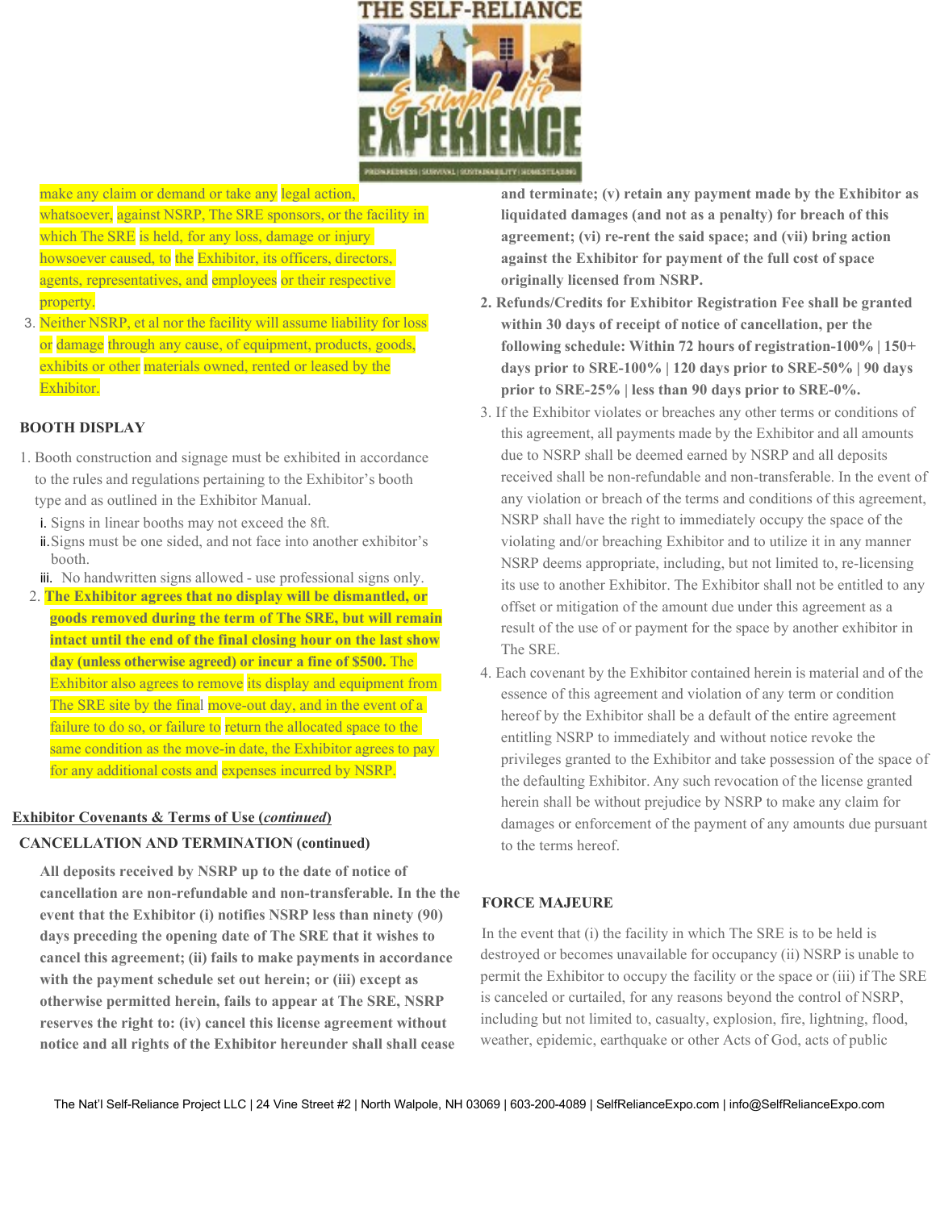make any claim or demand or take any legal action, whatsoever, against NSRP, The SRE sponsors, or the facility in which The SRE is held, for any loss, damage or injury howsoever caused, to the Exhibitor, its officers, directors, agents, representatives, and employees or their respective property.

3. Neither NSRP, et al nor the facility will assume liability for loss or damage through any cause, of equipment, products, goods, exhibits or other materials owned, rented or leased by the Exhibitor.

## BOOTH DISPLAY

1. Booth construction and signage must be exhibited in accordance to the rules and regulations pertaining to the Exhibitor's booth type and as outlined in the Exhibitor Manual.
   - i. Signs in linear booths may not exceed the 8ft.
   - ii. Signs must be one sided, and not face into another exhibitor's booth.
   - iii. No handwritten signs allowed - use professional signs only.
2. **The Exhibitor agrees that no display will be dismantled, or goods removed during the term of The SRE, but will remain intact until the end of the final closing hour on the last show day (unless otherwise agreed) or incur a fine of $500.** The Exhibitor also agrees to remove its display and equipment from The SRE site by the final move-out day, and in the event of a failure to do so, or failure to return the allocated space to the same condition as the move-in date, the Exhibitor agrees to pay for any additional costs and expenses incurred by NSRP.

## Exhibitor Covenants & Terms of Use (*continued*)

### CANCELLATION AND TERMINATION (continued)

**All deposits received by NSRP up to the date of notice of cancellation are non-refundable and non-transferable. In the the event that the Exhibitor (i) notifies NSRP less than ninety (90) days preceding the opening date of The SRE that it wishes to cancel this agreement; (ii) fails to make payments in accordance with the payment schedule set out herein; or (iii) except as otherwise permitted herein, fails to appear at The SRE, NSRP reserves the right to: (iv) cancel this license agreement without notice and all rights of the Exhibitor hereunder shall shall cease and terminate; (v) retain any payment made by the Exhibitor as liquidated damages (and not as a penalty) for breach of this agreement; (vi) re-rent the said space; and (vii) bring action against the Exhibitor for payment of the full cost of space originally licensed from NSRP.**

2. **Refunds/Credits for Exhibitor Registration Fee shall be granted within 30 days of receipt of notice of cancellation, per the following schedule: Within 72 hours of registration-100% | 150+ days prior to SRE-100% | 120 days prior to SRE-50% | 90 days prior to SRE-25% | less than 90 days prior to SRE-0%.**
3. If the Exhibitor violates or breaches any other terms or conditions of this agreement, all payments made by the Exhibitor and all amounts due to NSRP shall be deemed earned by NSRP and all deposits received shall be non-refundable and non-transferable. In the event of any violation or breach of the terms and conditions of this agreement, NSRP shall have the right to immediately occupy the space of the violating and/or breaching Exhibitor and to utilize it in any manner NSRP deems appropriate, including, but not limited to, re-licensing its use to another Exhibitor. The Exhibitor shall not be entitled to any offset or mitigation of the amount due under this agreement as a result of the use of or payment for the space by another exhibitor in The SRE.
4. Each covenant by the Exhibitor contained herein is material and of the essence of this agreement and violation of any term or condition hereof by the Exhibitor shall be a default of the entire agreement entitling NSRP to immediately and without notice revoke the privileges granted to the Exhibitor and take possession of the space of the defaulting Exhibitor. Any such revocation of the license granted herein shall be without prejudice by NSRP to make any claim for damages or enforcement of the payment of any amounts due pursuant to the terms hereof.

### FORCE MAJEURE

In the event that (i) the facility in which The SRE is to be held is destroyed or becomes unavailable for occupancy (ii) NSRP is unable to permit the Exhibitor to occupy the facility or the space or (iii) if The SRE is canceled or curtailed, for any reasons beyond the control of NSRP, including but not limited to, casualty, explosion, fire, lightning, flood, weather, epidemic, earthquake or other Acts of God, acts of public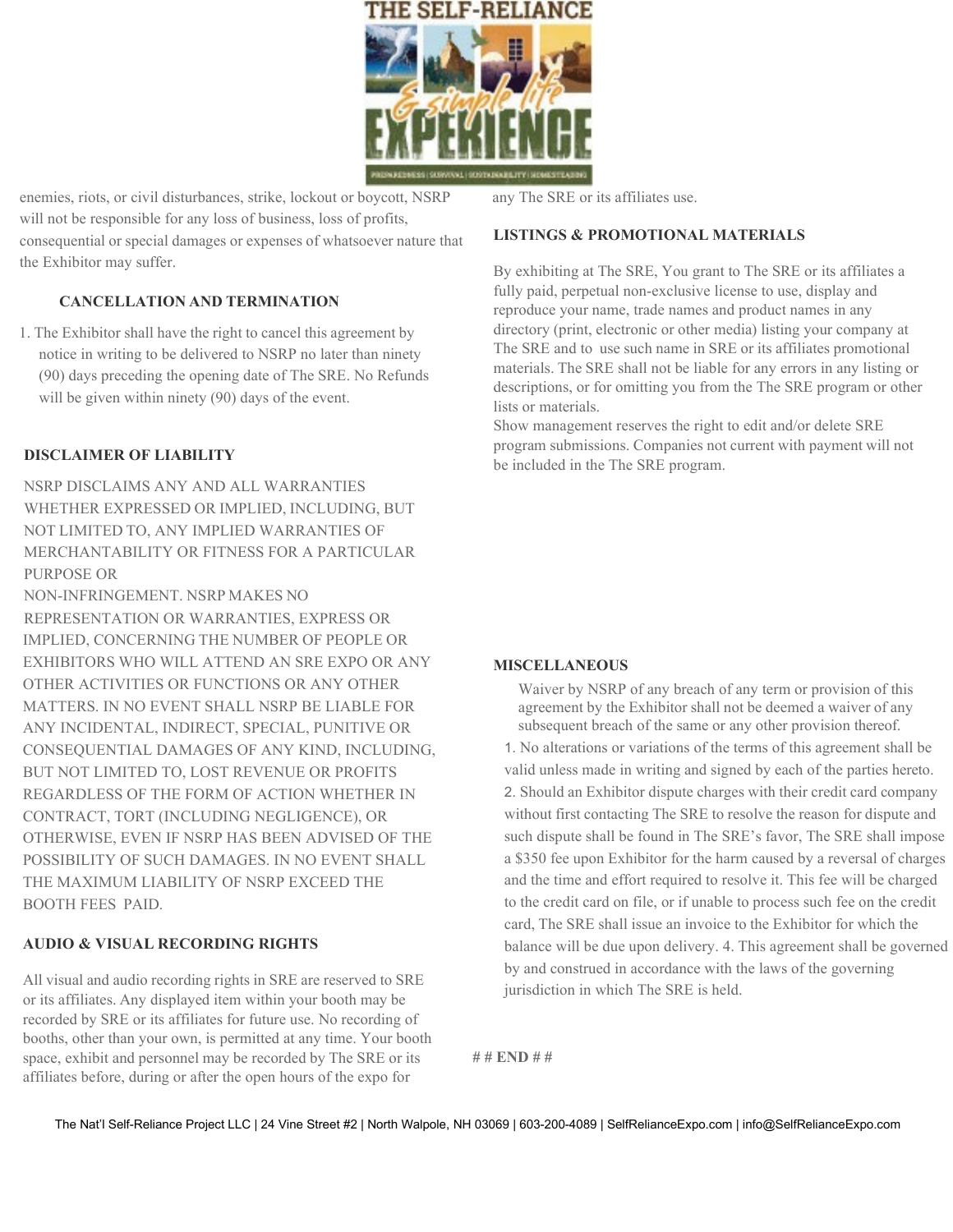enemies, riots, or civil disturbances, strike, lockout or boycott, NSRP will not be responsible for any loss of business, loss of profits, consequential or special damages or expenses of whatsoever nature that the Exhibitor may suffer.

## CANCELLATION AND TERMINATION

1. The Exhibitor shall have the right to cancel this agreement by notice in writing to be delivered to NSRP no later than ninety (90) days preceding the opening date of The SRE. No Refunds will be given within ninety (90) days of the event.

## DISCLAIMER OF LIABILITY

NSRP DISCLAIMS ANY AND ALL WARRANTIES WHETHER EXPRESSED OR IMPLIED, INCLUDING, BUT NOT LIMITED TO, ANY IMPLIED WARRANTIES OF MERCHANTABILITY OR FITNESS FOR A PARTICULAR PURPOSE OR NON-INFRINGEMENT. NSRP MAKES NO REPRESENTATION OR WARRANTIES, EXPRESS OR IMPLIED, CONCERNING THE NUMBER OF PEOPLE OR EXHIBITORS WHO WILL ATTEND AN SRE EXPO OR ANY OTHER ACTIVITIES OR FUNCTIONS OR ANY OTHER MATTERS. IN NO EVENT SHALL NSRP BE LIABLE FOR ANY INCIDENTAL, INDIRECT, SPECIAL, PUNITIVE OR CONSEQUENTIAL DAMAGES OF ANY KIND, INCLUDING, BUT NOT LIMITED TO, LOST REVENUE OR PROFITS REGARDLESS OF THE FORM OF ACTION WHETHER IN CONTRACT, TORT (INCLUDING NEGLIGENCE), OR OTHERWISE, EVEN IF NSRP HAS BEEN ADVISED OF THE POSSIBILITY OF SUCH DAMAGES. IN NO EVENT SHALL THE MAXIMUM LIABILITY OF NSRP EXCEED THE BOOTH FEES PAID.

## AUDIO & VISUAL RECORDING RIGHTS

All visual and audio recording rights in SRE are reserved to SRE or its affiliates. Any displayed item within your booth may be recorded by SRE or its affiliates for future use. No recording of booths, other than your own, is permitted at any time. Your booth space, exhibit and personnel may be recorded by The SRE or its affiliates before, during or after the open hours of the expo for any The SRE or its affiliates use.

## LISTINGS & PROMOTIONAL MATERIALS

By exhibiting at The SRE, You grant to The SRE or its affiliates a fully paid, perpetual non-exclusive license to use, display and reproduce your name, trade names and product names in any directory (print, electronic or other media) listing your company at The SRE and to use such name in SRE or its affiliates promotional materials. The SRE shall not be liable for any errors in any listing or descriptions, or for omitting you from the The SRE program or other lists or materials.
Show management reserves the right to edit and/or delete SRE program submissions. Companies not current with payment will not be included in the The SRE program.

## MISCELLANEOUS

Waiver by NSRP of any breach of any term or provision of this agreement by the Exhibitor shall not be deemed a waiver of any subsequent breach of the same or any other provision thereof.

1. No alterations or variations of the terms of this agreement shall be valid unless made in writing and signed by each of the parties hereto.
2. Should an Exhibitor dispute charges with their credit card company without first contacting The SRE to resolve the reason for dispute and such dispute shall be found in The SRE's favor, The SRE shall impose a $350 fee upon Exhibitor for the harm caused by a reversal of charges and the time and effort required to resolve it. This fee will be charged to the credit card on file, or if unable to process such fee on the credit card, The SRE shall issue an invoice to the Exhibitor for which the balance will be due upon delivery. 4. This agreement shall be governed by and construed in accordance with the laws of the governing jurisdiction in which The SRE is held.

**# # END # #**

The Nat'l Self-Reliance Project LLC | 24 Vine Street #2 | North Walpole, NH 03069 | 603-200-4089 | SelfRelianceExpo.com | info@SelfRelianceExpo.com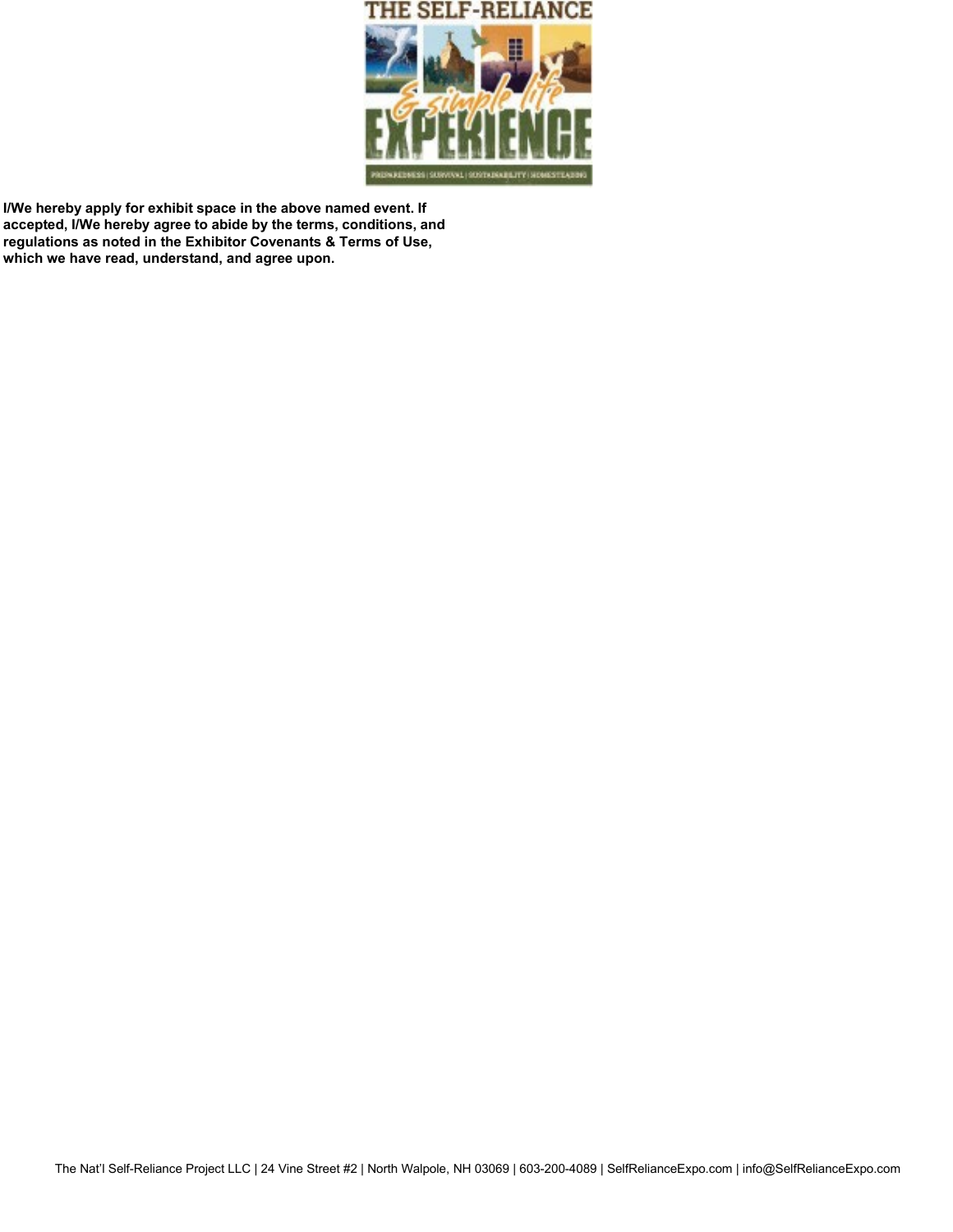**I/We hereby apply for exhibit space in the above named event. If accepted, I/We hereby agree to abide by the terms, conditions, and regulations as noted in the Exhibitor Covenants & Terms of Use, which we have read, understand, and agree upon.**

The Nat'l Self-Reliance Project LLC | 24 Vine Street #2 | North Walpole, NH 03069 | 603-200-4089 | SelfRelianceExpo.com | info@SelfRelianceExpo.com